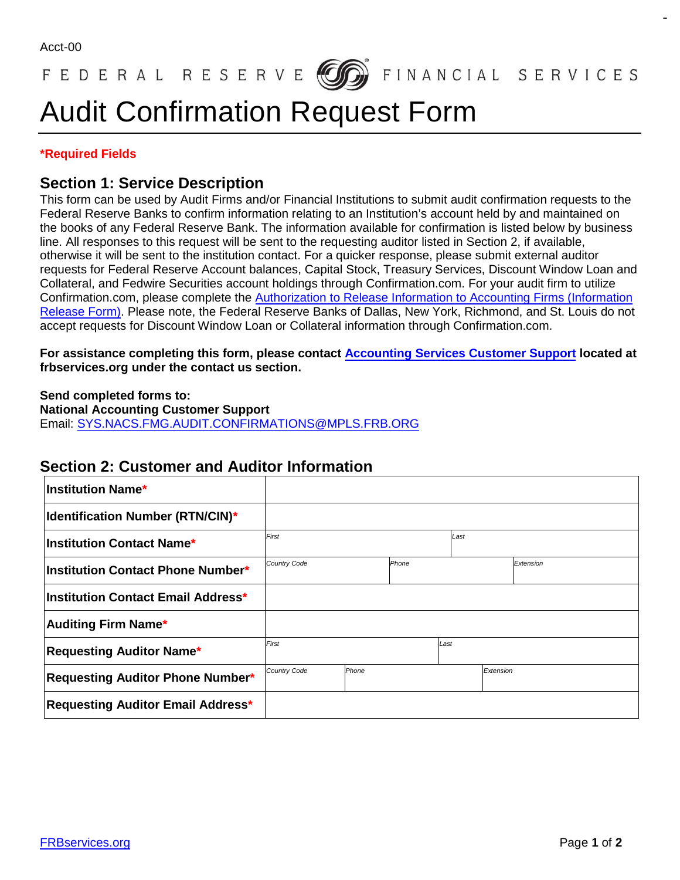Acct-00

FEDERAL RESERVE FINANCIAL SERVICES

# Audit Confirmation Request Form

***Required Fields**

## Section 1: Service Description

This form can be used by Audit Firms and/or Financial Institutions to submit audit confirmation requests to the Federal Reserve Banks to confirm information relating to an Institution's account held by and maintained on the books of any Federal Reserve Bank. The information available for confirmation is listed below by business line. All responses to this request will be sent to the requesting auditor listed in Section 2, if available, otherwise it will be sent to the institution contact. For a quicker response, please submit external auditor requests for Federal Reserve Account balances, Capital Stock, Treasury Services, Discount Window Loan and Collateral, and Fedwire Securities account holdings through Confirmation.com. For your audit firm to utilize Confirmation.com, please complete the Authorization to Release Information to Accounting Firms (Information Release Form). Please note, the Federal Reserve Banks of Dallas, New York, Richmond, and St. Louis do not accept requests for Discount Window Loan or Collateral information through Confirmation.com.

**For assistance completing this form, please contact Accounting Services Customer Support located at frbservices.org under the contact us section.**

**Send completed forms to:**
**National Accounting Customer Support**
Email: SYS.NACS.FMG.AUDIT.CONFIRMATIONS@MPLS.FRB.ORG

## Section 2: Customer and Auditor Information

| Field | | | |
|---|---|---|---|
| **Institution Name*** | | | |
| **Identification Number (RTN/CIN)*** | | | |
| **Institution Contact Name*** | *First* | *Last* | |
| **Institution Contact Phone Number*** | *Country Code* | *Phone* | *Extension* |
| **Institution Contact Email Address*** | | | |
| **Auditing Firm Name*** | | | |
| **Requesting Auditor Name*** | *First* | *Last* | |
| **Requesting Auditor Phone Number*** | *Country Code* | *Phone* | *Extension* |
| **Requesting Auditor Email Address*** | | | |

FRBservices.org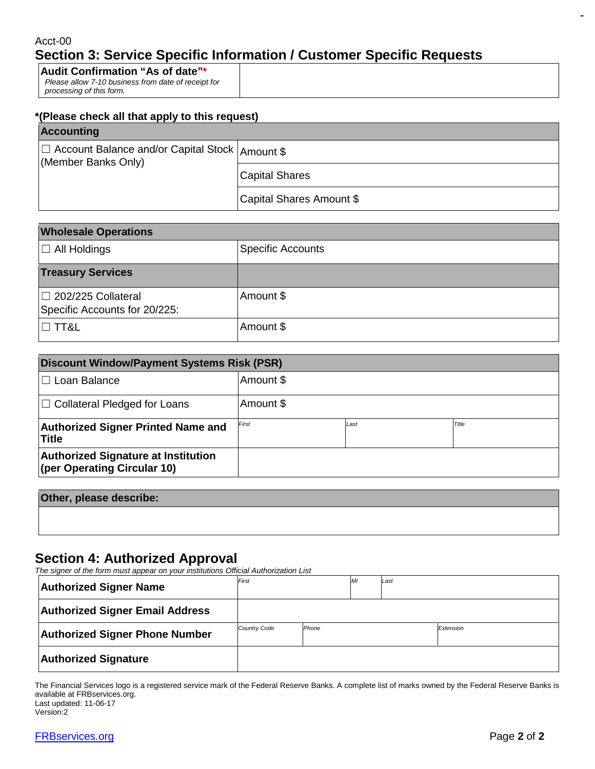Acct-00

## Section 3: Service Specific Information / Customer Specific Requests

| | |
|---|---|
| **Audit Confirmation "As of date"*** *Please allow 7-10 business from date of receipt for processing of this form.* | |

**\*(Please check all that apply to this request)**

| **Accounting** | |
|---|---|
| ☐ Account Balance and/or Capital Stock (Member Banks Only) | Amount $ |
| | Capital Shares |
| | Capital Shares Amount $ |

| **Wholesale Operations** | |
|---|---|
| ☐ All Holdings | Specific Accounts |
| **Treasury Services** | |
| ☐ 202/225 Collateral Specific Accounts for 20/225: | Amount $ |
| ☐ TT&L | Amount $ |

| **Discount Window/Payment Systems Risk (PSR)** | | | |
|---|---|---|---|
| ☐ Loan Balance | Amount $ | | |
| ☐ Collateral Pledged for Loans | Amount $ | | |
| **Authorized Signer Printed Name and Title** | *First* | *Last* | *Title* |
| **Authorized Signature at Institution (per Operating Circular 10)** | | | |

| **Other, please describe:** |
|---|
| |

## Section 4: Authorized Approval

*The signer of the form must appear on your institutions Official Authorization List*

| | | | |
|---|---|---|---|
| **Authorized Signer Name** | *First* | *MI* | *Last* |
| **Authorized Signer Email Address** | | | |
| **Authorized Signer Phone Number** | *Country Code* | *Phone* | *Extension* |
| **Authorized Signature** | | | |

The Financial Services logo is a registered service mark of the Federal Reserve Banks. A complete list of marks owned by the Federal Reserve Banks is available at FRBservices.org.
Last updated: 11-06-17
Version:2

[FRBservices.org](FRBservices.org)